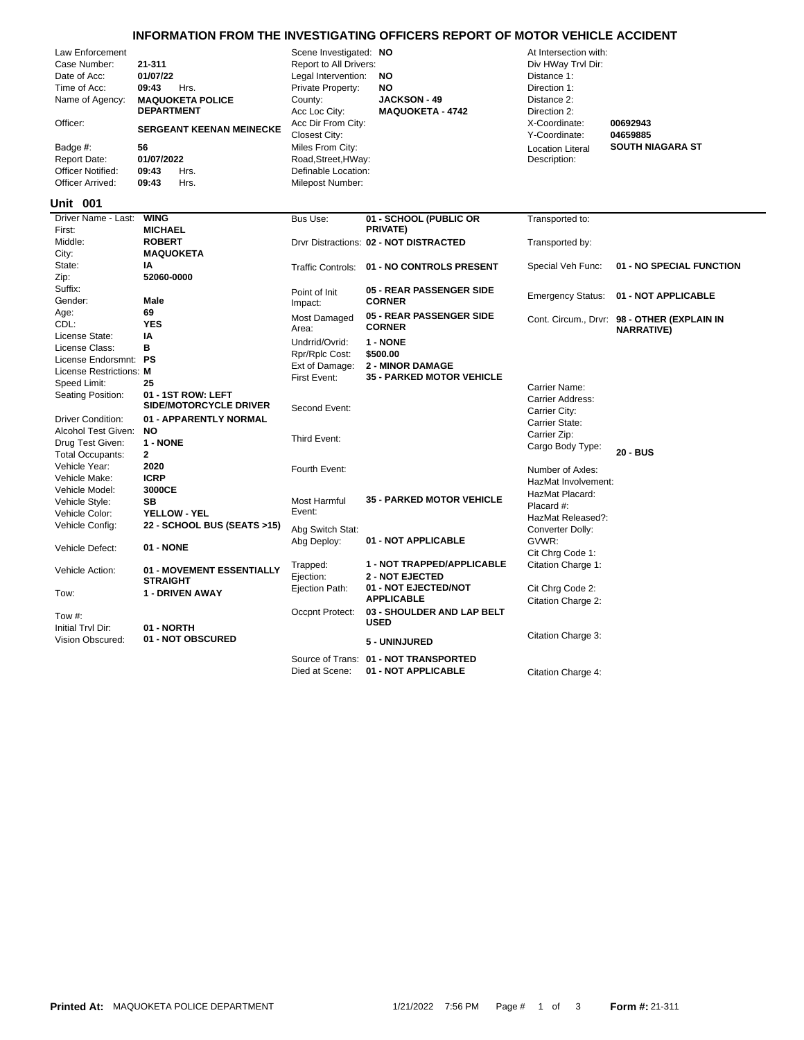# INFORMATION FROM THE INVESTIGATING OFFICERS REPORT OF MOTOR VEHICLE ACCIDENT

| | | | | | |
|---|---|---|---|---|---|
| Law Enforcement | | Scene Investigated: | NO | At Intersection with: | |
| Case Number: | 21-311 | Report to All Drivers: | | Div HWay Trvl Dir: | |
| Date of Acc: | 01/07/22 | Legal Intervention: | NO | Distance 1: | |
| Time of Acc: | 09:43 Hrs. | Private Property: | NO | Direction 1: | |
| Name of Agency: | MAQUOKETA POLICE DEPARTMENT | County: | JACKSON - 49 | Distance 2: | |
| | | Acc Loc City: | MAQUOKETA - 4742 | Direction 2: | |
| Officer: | SERGEANT KEENAN MEINECKE | Acc Dir From City: | | X-Coordinate: | 00692943 |
| | | Closest City: | | Y-Coordinate: | 04659885 |
| Badge #: | 56 | Miles From City: | | Location Literal Description: | SOUTH NIAGARA ST |
| Report Date: | 01/07/2022 | Road,Street,HWay: | | | |
| Officer Notified: | 09:43 Hrs. | Definable Location: | | | |
| Officer Arrived: | 09:43 Hrs. | Milepost Number: | | | |

## Unit 001

| | | | | | |
|---|---|---|---|---|---|
| Driver Name - Last: | WING | Bus Use: | 01 - SCHOOL (PUBLIC OR PRIVATE) | Transported to: | |
| First: | MICHAEL | | | | |
| Middle: | ROBERT | Drvr Distractions: | 02 - NOT DISTRACTED | Transported by: | |
| City: | MAQUOKETA | | | | |
| State: | IA | Traffic Controls: | 01 - NO CONTROLS PRESENT | Special Veh Func: | 01 - NO SPECIAL FUNCTION |
| Zip: | 52060-0000 | | | | |
| Suffix: | | Point of Init Impact: | 05 - REAR PASSENGER SIDE CORNER | Emergency Status: | 01 - NOT APPLICABLE |
| Gender: | Male | | | | |
| Age: | 69 | Most Damaged Area: | 05 - REAR PASSENGER SIDE CORNER | Cont. Circum., Drvr: | 98 - OTHER (EXPLAIN IN NARRATIVE) |
| CDL: | YES | | | | |
| License State: | IA | Undrrid/Ovrid: | 1 - NONE | | |
| License Class: | B | Rpr/Rplc Cost: | $500.00 | | |
| License Endorsmnt: | PS | Ext of Damage: | 2 - MINOR DAMAGE | | |
| License Restrictions: | M | First Event: | 35 - PARKED MOTOR VEHICLE | | |
| Speed Limit: | 25 | | | Carrier Name: | |
| Seating Position: | 01 - 1ST ROW: LEFT SIDE/MOTORCYCLE DRIVER | Second Event: | | Carrier Address: | |
| | | | | Carrier City: | |
| Driver Condition: | 01 - APPARENTLY NORMAL | | | Carrier State: | |
| Alcohol Test Given: | NO | Third Event: | | Carrier Zip: | |
| Drug Test Given: | 1 - NONE | | | Cargo Body Type: | 20 - BUS |
| Total Occupants: | 2 | | | | |
| Vehicle Year: | 2020 | Fourth Event: | | Number of Axles: | |
| Vehicle Make: | ICRP | | | HazMat Involvement: | |
| Vehicle Model: | 3000CE | | | HazMat Placard: | |
| Vehicle Style: | SB | Most Harmful Event: | 35 - PARKED MOTOR VEHICLE | Placard #: | |
| Vehicle Color: | YELLOW - YEL | | | HazMat Released?: | |
| Vehicle Config: | 22 - SCHOOL BUS (SEATS >15) | Abg Switch Stat: | | Converter Dolly: | |
| Vehicle Defect: | 01 - NONE | Abg Deploy: | 01 - NOT APPLICABLE | GVWR: | |
| | | | | Cit Chrg Code 1: | |
| Vehicle Action: | 01 - MOVEMENT ESSENTIALLY STRAIGHT | Trapped: | 1 - NOT TRAPPED/APPLICABLE | Citation Charge 1: | |
| | | Ejection: | 2 - NOT EJECTED | | |
| Tow: | 1 - DRIVEN AWAY | Ejection Path: | 01 - NOT EJECTED/NOT APPLICABLE | Cit Chrg Code 2: | |
| | | | | Citation Charge 2: | |
| Tow #: | | Occpnt Protect: | 03 - SHOULDER AND LAP BELT USED | | |
| Initial Trvl Dir: | 01 - NORTH | | | | |
| Vision Obscured: | 01 - NOT OBSCURED | | 5 - UNINJURED | Citation Charge 3: | |
| | | Source of Trans: | 01 - NOT TRANSPORTED | | |
| | | Died at Scene: | 01 - NOT APPLICABLE | Citation Charge 4: | |

**Printed At:** MAQUOKETA POLICE DEPARTMENT 1/21/2022 7:56 PM **Form #:** 21-311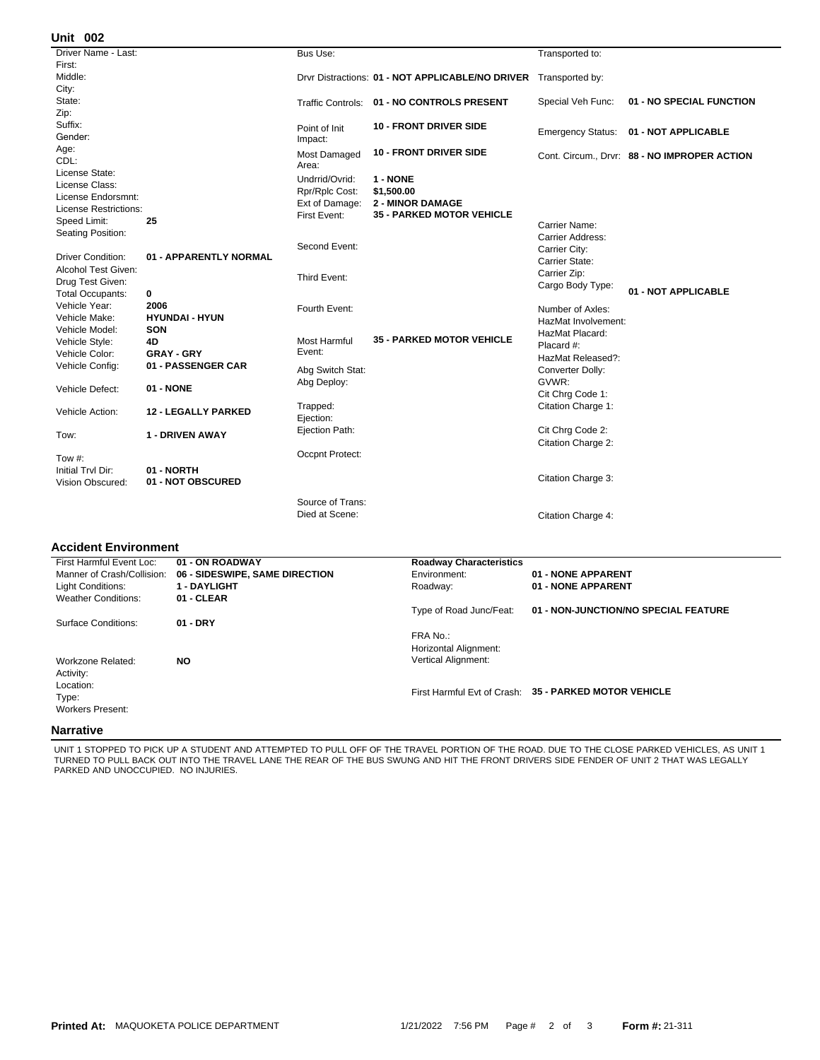## Unit 002

| Field | Value |
|---|---|
| Driver Name - Last: | |
| First: | |
| Middle: | |
| City: | |
| State: | |
| Zip: | |
| Suffix: | |
| Gender: | |
| Age: | |
| CDL: | |
| License State: | |
| License Class: | |
| License Endorsmnt: | |
| License Restrictions: | |
| Speed Limit: | 25 |
| Seating Position: | |
| Driver Condition: | 01 - APPARENTLY NORMAL |
| Alcohol Test Given: | |
| Drug Test Given: | |
| Total Occupants: | 0 |
| Vehicle Year: | 2006 |
| Vehicle Make: | HYUNDAI - HYUN |
| Vehicle Model: | SON |
| Vehicle Style: | 4D |
| Vehicle Color: | GRAY - GRY |
| Vehicle Config: | 01 - PASSENGER CAR |
| Vehicle Defect: | 01 - NONE |
| Vehicle Action: | 12 - LEGALLY PARKED |
| Tow: | 1 - DRIVEN AWAY |
| Tow #: | |
| Initial Trvl Dir: | 01 - NORTH |
| Vision Obscured: | 01 - NOT OBSCURED |

| Field | Value |
|---|---|
| Bus Use: | |
| Drvr Distractions: | 01 - NOT APPLICABLE/NO DRIVER |
| Traffic Controls: | 01 - NO CONTROLS PRESENT |
| Point of Init Impact: | 10 - FRONT DRIVER SIDE |
| Most Damaged Area: | 10 - FRONT DRIVER SIDE |
| Undrrid/Ovrid: | 1 - NONE |
| Rpr/Rplc Cost: | $1,500.00 |
| Ext of Damage: | 2 - MINOR DAMAGE |
| First Event: | 35 - PARKED MOTOR VEHICLE |
| Second Event: | |
| Third Event: | |
| Fourth Event: | |
| Most Harmful Event: | 35 - PARKED MOTOR VEHICLE |
| Abg Switch Stat: | |
| Abg Deploy: | |
| Trapped: | |
| Ejection: | |
| Ejection Path: | |
| Occpnt Protect: | |
| Source of Trans: | |
| Died at Scene: | |

| Field | Value |
|---|---|
| Transported to: | |
| Transported by: | |
| Special Veh Func: | 01 - NO SPECIAL FUNCTION |
| Emergency Status: | 01 - NOT APPLICABLE |
| Cont. Circum., Drvr: | 88 - NO IMPROPER ACTION |
| Carrier Name: | |
| Carrier Address: | |
| Carrier City: | |
| Carrier State: | |
| Carrier Zip: | |
| Cargo Body Type: | 01 - NOT APPLICABLE |
| Number of Axles: | |
| HazMat Involvement: | |
| HazMat Placard: | |
| Placard #: | |
| HazMat Released?: | |
| Converter Dolly: | |
| GVWR: | |
| Cit Chrg Code 1: | |
| Citation Charge 1: | |
| Cit Chrg Code 2: | |
| Citation Charge 2: | |
| Citation Charge 3: | |
| Citation Charge 4: | |

## Accident Environment

| Field | Value |
|---|---|
| First Harmful Event Loc: | 01 - ON ROADWAY |
| Manner of Crash/Collision: | 06 - SIDESWIPE, SAME DIRECTION |
| Light Conditions: | 1 - DAYLIGHT |
| Weather Conditions: | 01 - CLEAR |
| Surface Conditions: | 01 - DRY |
| Workzone Related: | NO |
| Activity: | |
| Location: | |
| Type: | |
| Workers Present: | |

**Roadway Characteristics**

| Field | Value |
|---|---|
| Environment: | 01 - NONE APPARENT |
| Roadway: | 01 - NONE APPARENT |
| Type of Road Junc/Feat: | 01 - NON-JUNCTION/NO SPECIAL FEATURE |
| FRA No.: | |
| Horizontal Alignment: | |
| Vertical Alignment: | |
| First Harmful Evt of Crash: | 35 - PARKED MOTOR VEHICLE |

## Narrative

UNIT 1 STOPPED TO PICK UP A STUDENT AND ATTEMPTED TO PULL OFF OF THE TRAVEL PORTION OF THE ROAD. DUE TO THE CLOSE PARKED VEHICLES, AS UNIT 1 TURNED TO PULL BACK OUT INTO THE TRAVEL LANE THE REAR OF THE BUS SWUNG AND HIT THE FRONT DRIVERS SIDE FENDER OF UNIT 2 THAT WAS LEGALLY PARKED AND UNOCCUPIED. NO INJURIES.

**Printed At:** MAQUOKETA POLICE DEPARTMENT 1/21/2022 7:56 PM **Form #:** 21-311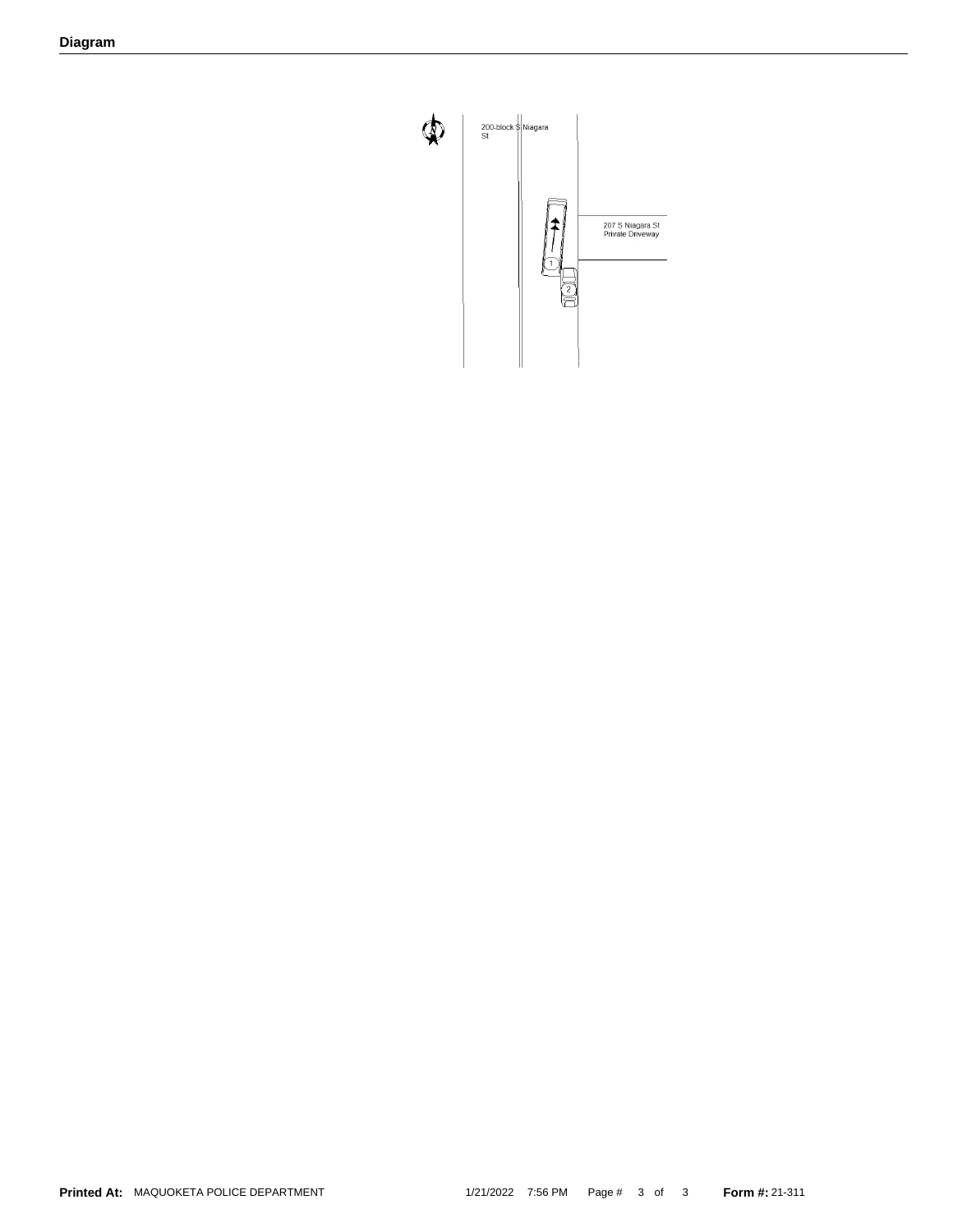## Diagram

200-block S Niagara St

207 S Niagara St Private Driveway

1

2